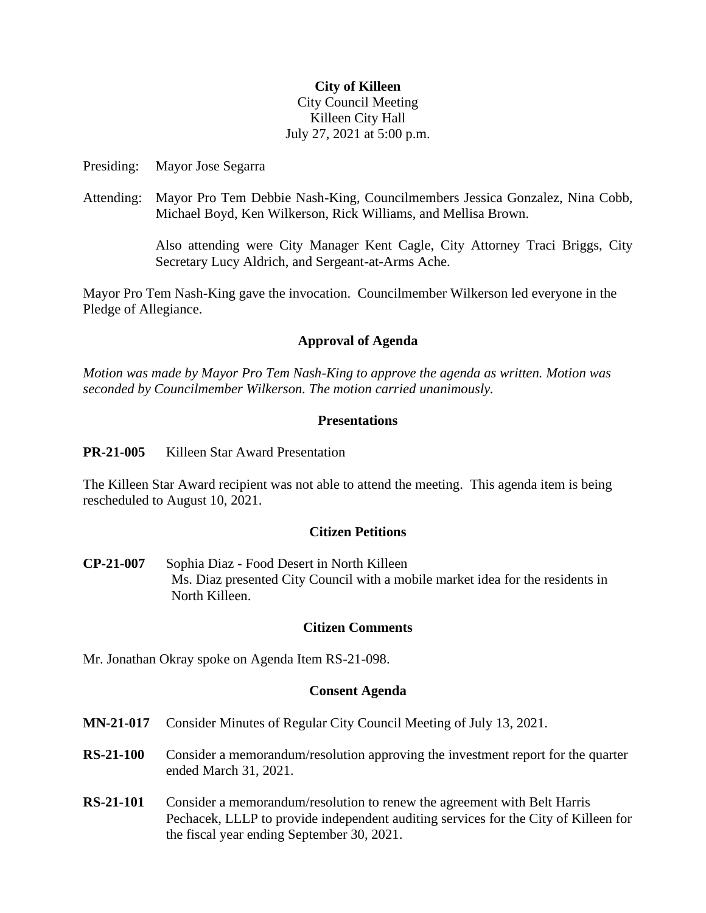**City of Killeen**
City Council Meeting
Killeen City Hall
July 27, 2021 at 5:00 p.m.

Presiding: Mayor Jose Segarra

Attending: Mayor Pro Tem Debbie Nash-King, Councilmembers Jessica Gonzalez, Nina Cobb, Michael Boyd, Ken Wilkerson, Rick Williams, and Mellisa Brown.

Also attending were City Manager Kent Cagle, City Attorney Traci Briggs, City Secretary Lucy Aldrich, and Sergeant-at-Arms Ache.

Mayor Pro Tem Nash-King gave the invocation. Councilmember Wilkerson led everyone in the Pledge of Allegiance.

## Approval of Agenda

*Motion was made by Mayor Pro Tem Nash-King to approve the agenda as written. Motion was seconded by Councilmember Wilkerson. The motion carried unanimously.*

## Presentations

**PR-21-005** Killeen Star Award Presentation

The Killeen Star Award recipient was not able to attend the meeting. This agenda item is being rescheduled to August 10, 2021.

## Citizen Petitions

**CP-21-007** Sophia Diaz - Food Desert in North Killeen
Ms. Diaz presented City Council with a mobile market idea for the residents in North Killeen.

## Citizen Comments

Mr. Jonathan Okray spoke on Agenda Item RS-21-098.

## Consent Agenda

**MN-21-017** Consider Minutes of Regular City Council Meeting of July 13, 2021.

**RS-21-100** Consider a memorandum/resolution approving the investment report for the quarter ended March 31, 2021.

**RS-21-101** Consider a memorandum/resolution to renew the agreement with Belt Harris Pechacek, LLLP to provide independent auditing services for the City of Killeen for the fiscal year ending September 30, 2021.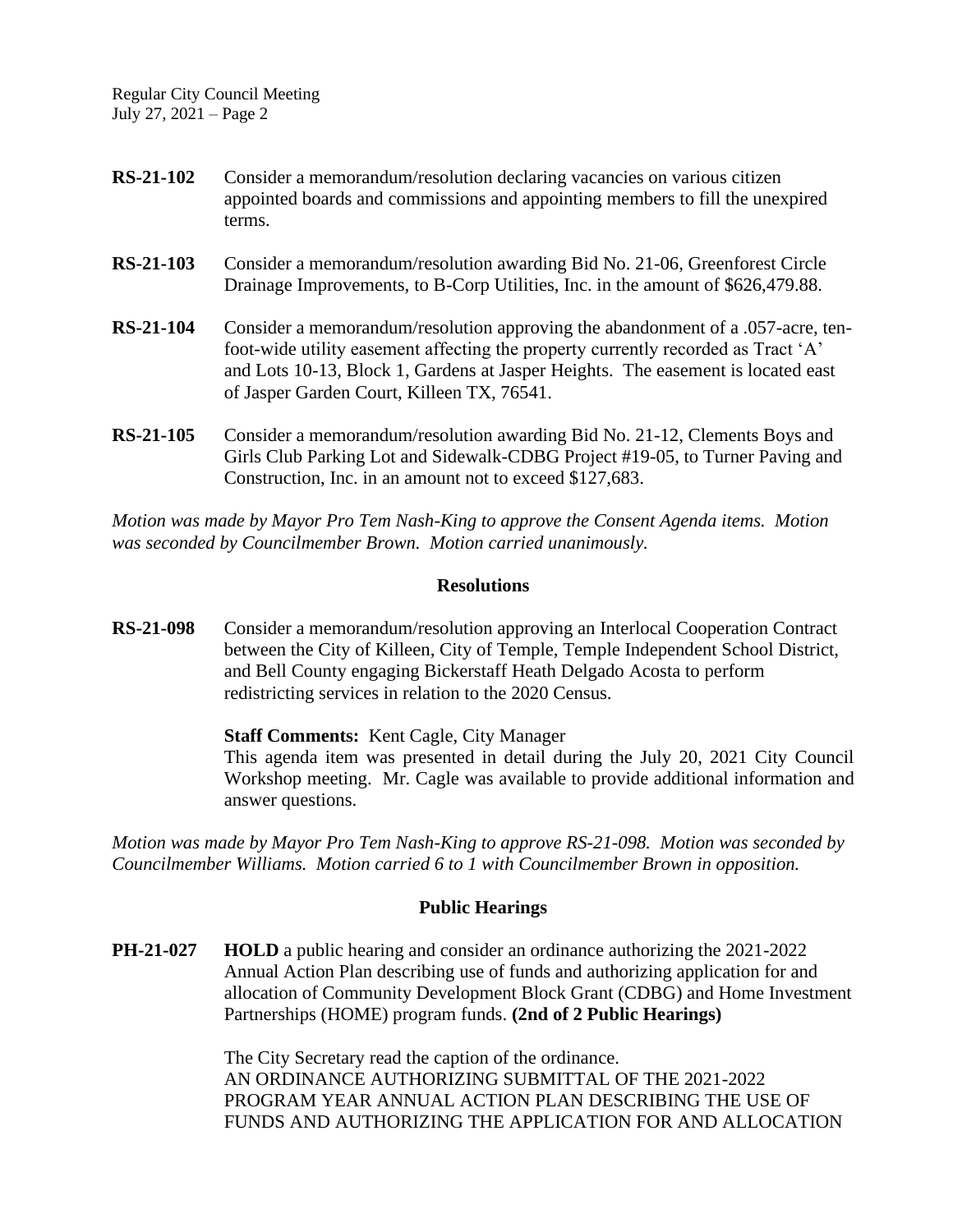**RS-21-102** Consider a memorandum/resolution declaring vacancies on various citizen appointed boards and commissions and appointing members to fill the unexpired terms.

**RS-21-103** Consider a memorandum/resolution awarding Bid No. 21-06, Greenforest Circle Drainage Improvements, to B-Corp Utilities, Inc. in the amount of $626,479.88.

**RS-21-104** Consider a memorandum/resolution approving the abandonment of a .057-acre, ten-foot-wide utility easement affecting the property currently recorded as Tract 'A' and Lots 10-13, Block 1, Gardens at Jasper Heights. The easement is located east of Jasper Garden Court, Killeen TX, 76541.

**RS-21-105** Consider a memorandum/resolution awarding Bid No. 21-12, Clements Boys and Girls Club Parking Lot and Sidewalk-CDBG Project #19-05, to Turner Paving and Construction, Inc. in an amount not to exceed $127,683.

*Motion was made by Mayor Pro Tem Nash-King to approve the Consent Agenda items. Motion was seconded by Councilmember Brown. Motion carried unanimously.*

## Resolutions

**RS-21-098** Consider a memorandum/resolution approving an Interlocal Cooperation Contract between the City of Killeen, City of Temple, Temple Independent School District, and Bell County engaging Bickerstaff Heath Delgado Acosta to perform redistricting services in relation to the 2020 Census.

**Staff Comments:** Kent Cagle, City Manager
This agenda item was presented in detail during the July 20, 2021 City Council Workshop meeting. Mr. Cagle was available to provide additional information and answer questions.

*Motion was made by Mayor Pro Tem Nash-King to approve RS-21-098. Motion was seconded by Councilmember Williams. Motion carried 6 to 1 with Councilmember Brown in opposition.*

## Public Hearings

**PH-21-027** **HOLD** a public hearing and consider an ordinance authorizing the 2021-2022 Annual Action Plan describing use of funds and authorizing application for and allocation of Community Development Block Grant (CDBG) and Home Investment Partnerships (HOME) program funds. **(2nd of 2 Public Hearings)**

The City Secretary read the caption of the ordinance.
AN ORDINANCE AUTHORIZING SUBMITTAL OF THE 2021-2022 PROGRAM YEAR ANNUAL ACTION PLAN DESCRIBING THE USE OF FUNDS AND AUTHORIZING THE APPLICATION FOR AND ALLOCATION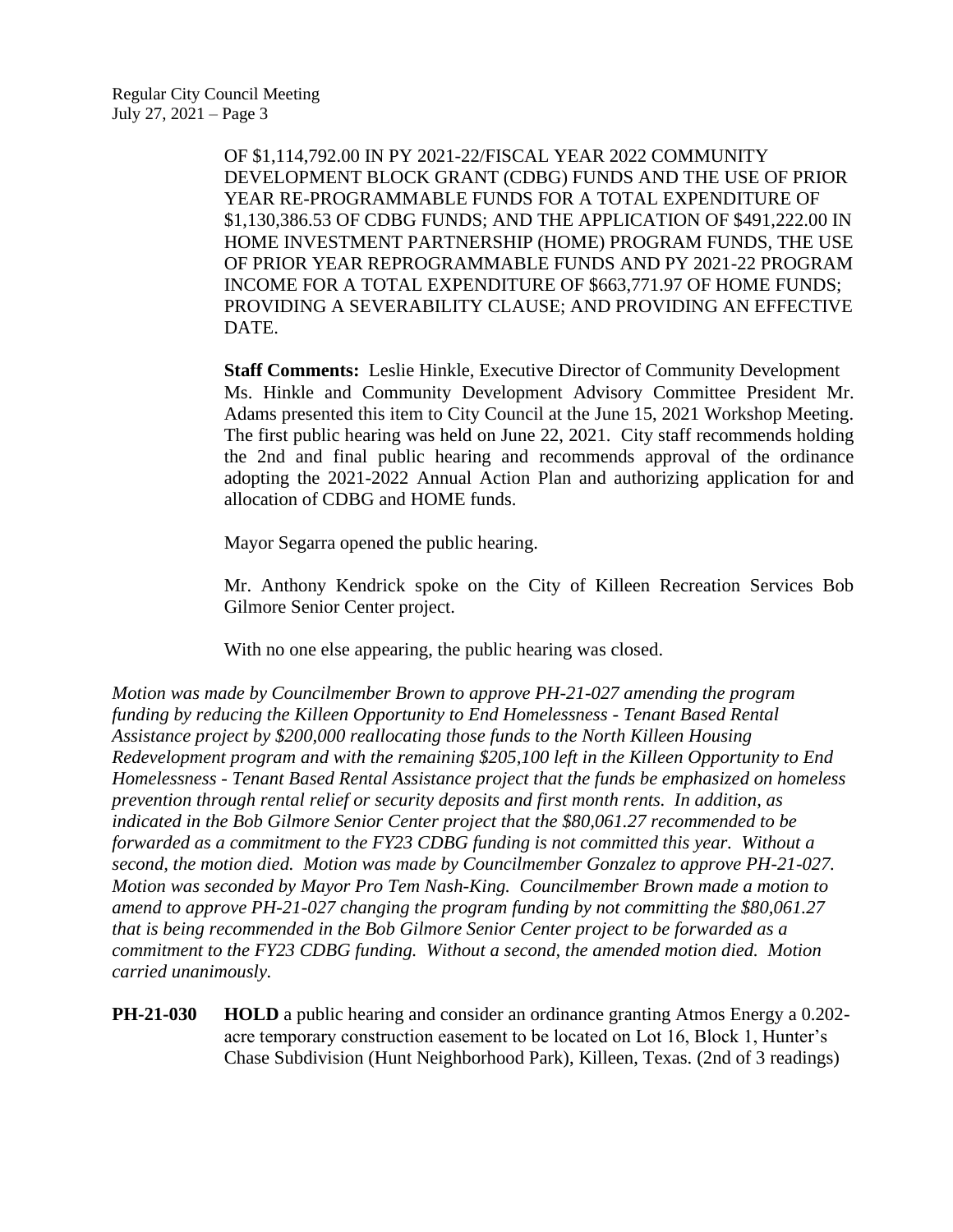OF $1,114,792.00 IN PY 2021-22/FISCAL YEAR 2022 COMMUNITY DEVELOPMENT BLOCK GRANT (CDBG) FUNDS AND THE USE OF PRIOR YEAR RE-PROGRAMMABLE FUNDS FOR A TOTAL EXPENDITURE OF $1,130,386.53 OF CDBG FUNDS; AND THE APPLICATION OF $491,222.00 IN HOME INVESTMENT PARTNERSHIP (HOME) PROGRAM FUNDS, THE USE OF PRIOR YEAR REPROGRAMMABLE FUNDS AND PY 2021-22 PROGRAM INCOME FOR A TOTAL EXPENDITURE OF $663,771.97 OF HOME FUNDS; PROVIDING A SEVERABILITY CLAUSE; AND PROVIDING AN EFFECTIVE DATE.

**Staff Comments:** Leslie Hinkle, Executive Director of Community Development Ms. Hinkle and Community Development Advisory Committee President Mr. Adams presented this item to City Council at the June 15, 2021 Workshop Meeting. The first public hearing was held on June 22, 2021. City staff recommends holding the 2nd and final public hearing and recommends approval of the ordinance adopting the 2021-2022 Annual Action Plan and authorizing application for and allocation of CDBG and HOME funds.

Mayor Segarra opened the public hearing.

Mr. Anthony Kendrick spoke on the City of Killeen Recreation Services Bob Gilmore Senior Center project.

With no one else appearing, the public hearing was closed.

*Motion was made by Councilmember Brown to approve PH-21-027 amending the program funding by reducing the Killeen Opportunity to End Homelessness - Tenant Based Rental Assistance project by $200,000 reallocating those funds to the North Killeen Housing Redevelopment program and with the remaining $205,100 left in the Killeen Opportunity to End Homelessness - Tenant Based Rental Assistance project that the funds be emphasized on homeless prevention through rental relief or security deposits and first month rents. In addition, as indicated in the Bob Gilmore Senior Center project that the $80,061.27 recommended to be forwarded as a commitment to the FY23 CDBG funding is not committed this year. Without a second, the motion died. Motion was made by Councilmember Gonzalez to approve PH-21-027. Motion was seconded by Mayor Pro Tem Nash-King. Councilmember Brown made a motion to amend to approve PH-21-027 changing the program funding by not committing the $80,061.27 that is being recommended in the Bob Gilmore Senior Center project to be forwarded as a commitment to the FY23 CDBG funding. Without a second, the amended motion died. Motion carried unanimously.*

**PH-21-030** **HOLD** a public hearing and consider an ordinance granting Atmos Energy a 0.202-acre temporary construction easement to be located on Lot 16, Block 1, Hunter's Chase Subdivision (Hunt Neighborhood Park), Killeen, Texas. (2nd of 3 readings)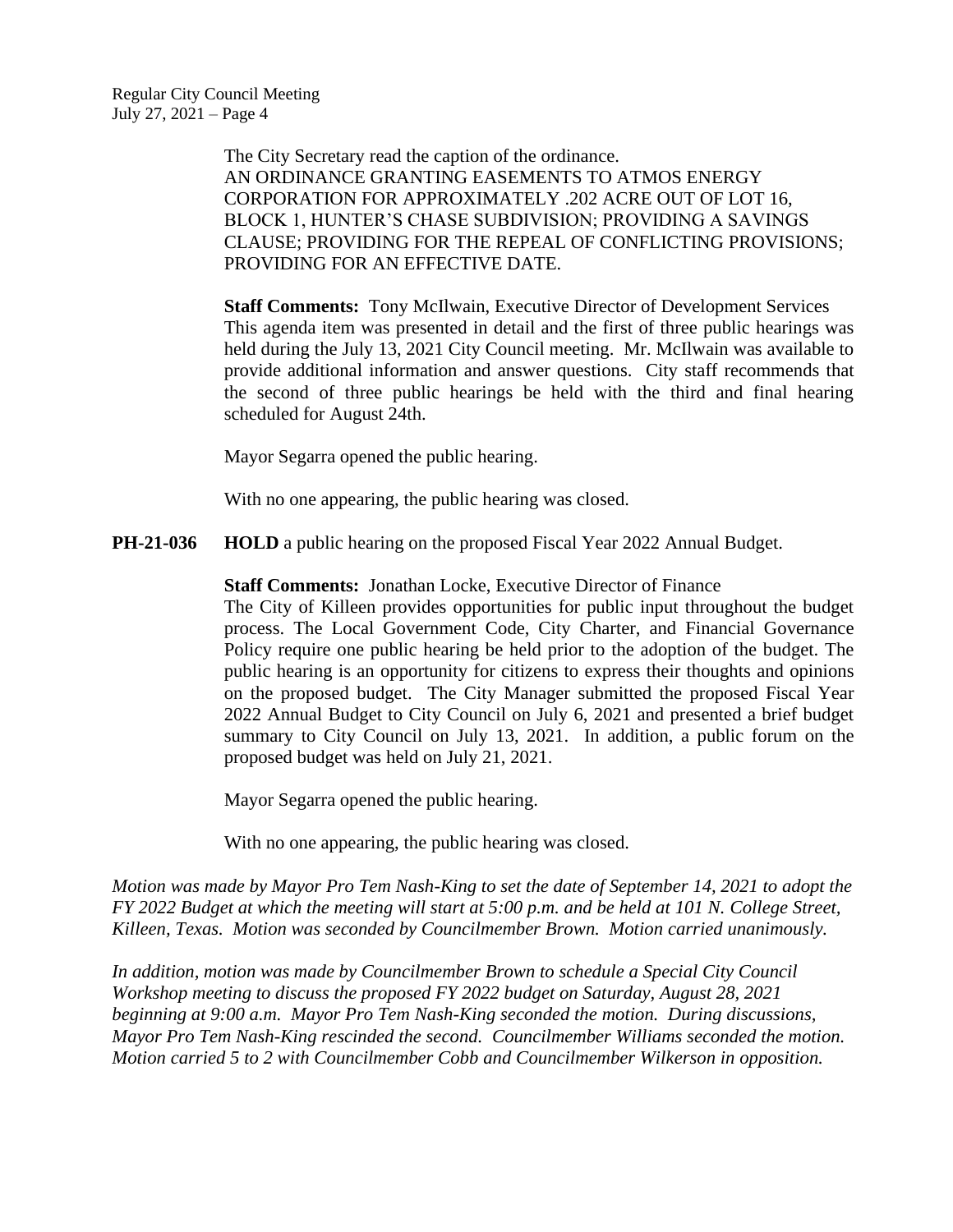The City Secretary read the caption of the ordinance.
AN ORDINANCE GRANTING EASEMENTS TO ATMOS ENERGY CORPORATION FOR APPROXIMATELY .202 ACRE OUT OF LOT 16, BLOCK 1, HUNTER'S CHASE SUBDIVISION; PROVIDING A SAVINGS CLAUSE; PROVIDING FOR THE REPEAL OF CONFLICTING PROVISIONS; PROVIDING FOR AN EFFECTIVE DATE.

**Staff Comments:** Tony McIlwain, Executive Director of Development Services
This agenda item was presented in detail and the first of three public hearings was held during the July 13, 2021 City Council meeting. Mr. McIlwain was available to provide additional information and answer questions. City staff recommends that the second of three public hearings be held with the third and final hearing scheduled for August 24th.

Mayor Segarra opened the public hearing.

With no one appearing, the public hearing was closed.

**PH-21-036** **HOLD** a public hearing on the proposed Fiscal Year 2022 Annual Budget.

**Staff Comments:** Jonathan Locke, Executive Director of Finance
The City of Killeen provides opportunities for public input throughout the budget process. The Local Government Code, City Charter, and Financial Governance Policy require one public hearing be held prior to the adoption of the budget. The public hearing is an opportunity for citizens to express their thoughts and opinions on the proposed budget. The City Manager submitted the proposed Fiscal Year 2022 Annual Budget to City Council on July 6, 2021 and presented a brief budget summary to City Council on July 13, 2021. In addition, a public forum on the proposed budget was held on July 21, 2021.

Mayor Segarra opened the public hearing.

With no one appearing, the public hearing was closed.

*Motion was made by Mayor Pro Tem Nash-King to set the date of September 14, 2021 to adopt the FY 2022 Budget at which the meeting will start at 5:00 p.m. and be held at 101 N. College Street, Killeen, Texas. Motion was seconded by Councilmember Brown. Motion carried unanimously.*

*In addition, motion was made by Councilmember Brown to schedule a Special City Council Workshop meeting to discuss the proposed FY 2022 budget on Saturday, August 28, 2021 beginning at 9:00 a.m. Mayor Pro Tem Nash-King seconded the motion. During discussions, Mayor Pro Tem Nash-King rescinded the second. Councilmember Williams seconded the motion. Motion carried 5 to 2 with Councilmember Cobb and Councilmember Wilkerson in opposition.*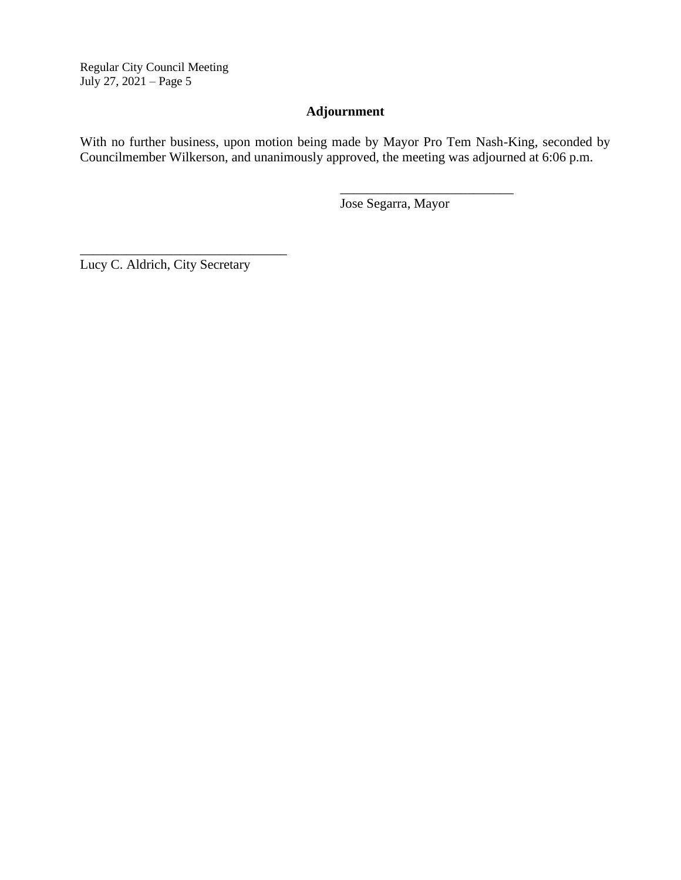## Adjournment

With no further business, upon motion being made by Mayor Pro Tem Nash-King, seconded by Councilmember Wilkerson, and unanimously approved, the meeting was adjourned at 6:06 p.m.

___________________________
Jose Segarra, Mayor

________________________________
Lucy C. Aldrich, City Secretary